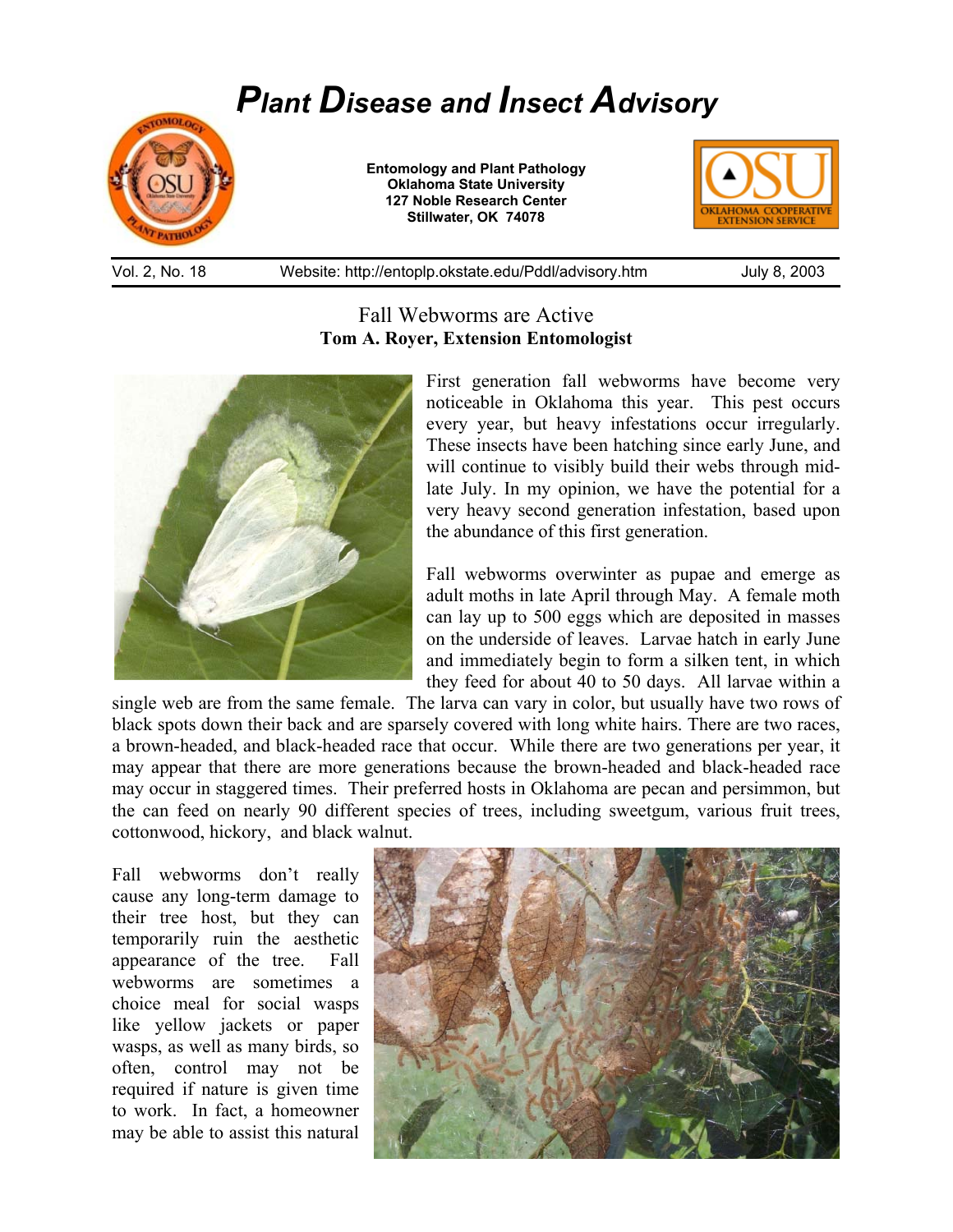# *Plant Disease and Insect Advisory*

**Entomology and Plant Pathology**
**Oklahoma State University**
**127 Noble Research Center**
**Stillwater, OK 74078**

Vol. 2, No. 18 Website: http://entoplp.okstate.edu/Pddl/advisory.htm July 8, 2003

## Fall Webworms are Active

**Tom A. Royer, Extension Entomologist**

First generation fall webworms have become very noticeable in Oklahoma this year. This pest occurs every year, but heavy infestations occur irregularly. These insects have been hatching since early June, and will continue to visibly build their webs through mid-late July. In my opinion, we have the potential for a very heavy second generation infestation, based upon the abundance of this first generation.

Fall webworms overwinter as pupae and emerge as adult moths in late April through May. A female moth can lay up to 500 eggs which are deposited in masses on the underside of leaves. Larvae hatch in early June and immediately begin to form a silken tent, in which they feed for about 40 to 50 days. All larvae within a single web are from the same female. The larva can vary in color, but usually have two rows of black spots down their back and are sparsely covered with long white hairs. There are two races, a brown-headed, and black-headed race that occur. While there are two generations per year, it may appear that there are more generations because the brown-headed and black-headed race may occur in staggered times. Their preferred hosts in Oklahoma are pecan and persimmon, but the can feed on nearly 90 different species of trees, including sweetgum, various fruit trees, cottonwood, hickory, and black walnut.

Fall webworms don't really cause any long-term damage to their tree host, but they can temporarily ruin the aesthetic appearance of the tree. Fall webworms are sometimes a choice meal for social wasps like yellow jackets or paper wasps, as well as many birds, so often, control may not be required if nature is given time to work. In fact, a homeowner may be able to assist this natural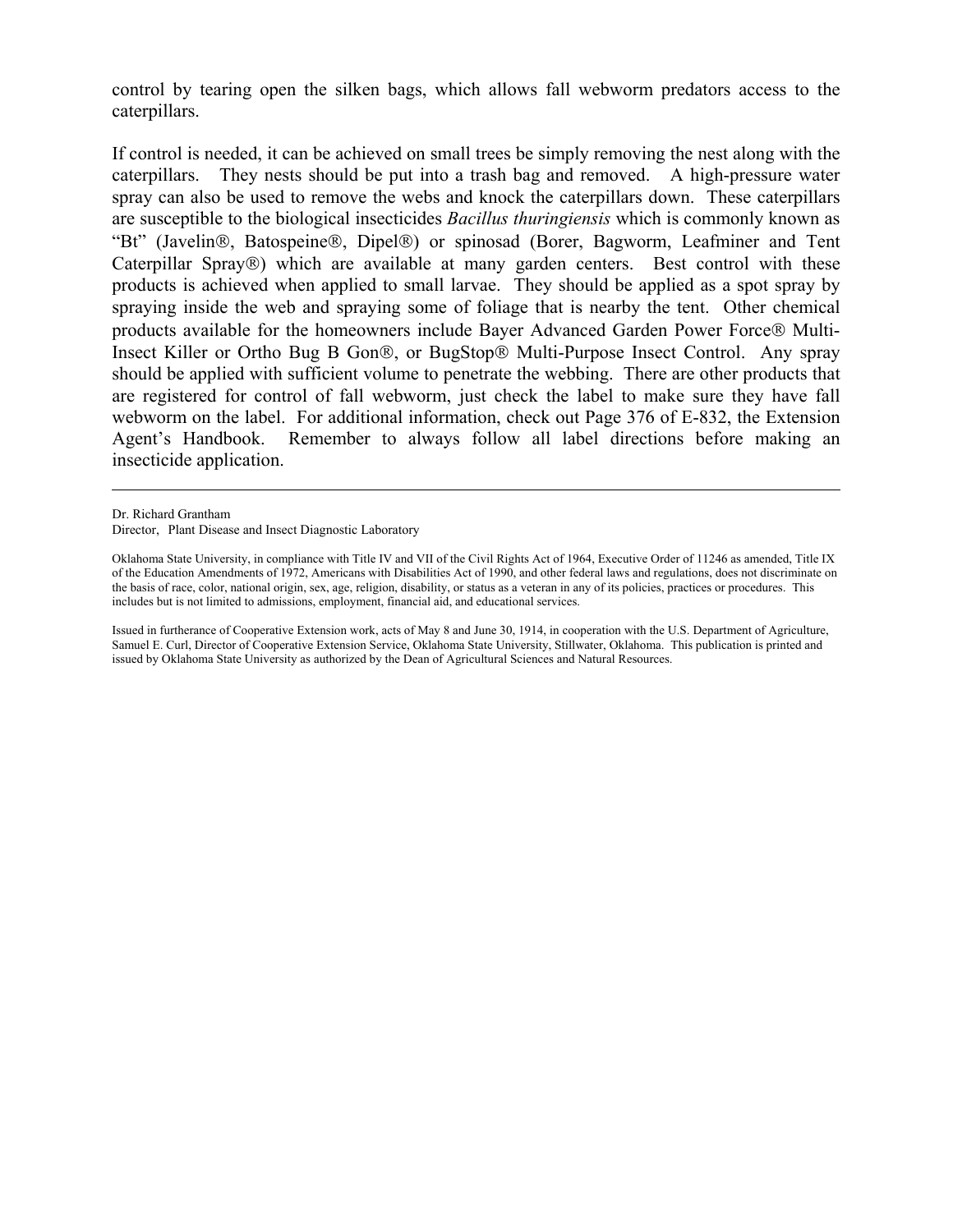control by tearing open the silken bags, which allows fall webworm predators access to the caterpillars.

If control is needed, it can be achieved on small trees be simply removing the nest along with the caterpillars. They nests should be put into a trash bag and removed. A high-pressure water spray can also be used to remove the webs and knock the caterpillars down. These caterpillars are susceptible to the biological insecticides *Bacillus thuringiensis* which is commonly known as "Bt" (Javelin®, Batospeine®, Dipel®) or spinosad (Borer, Bagworm, Leafminer and Tent Caterpillar Spray®) which are available at many garden centers. Best control with these products is achieved when applied to small larvae. They should be applied as a spot spray by spraying inside the web and spraying some of foliage that is nearby the tent. Other chemical products available for the homeowners include Bayer Advanced Garden Power Force® Multi-Insect Killer or Ortho Bug B Gon®, or BugStop® Multi-Purpose Insect Control. Any spray should be applied with sufficient volume to penetrate the webbing. There are other products that are registered for control of fall webworm, just check the label to make sure they have fall webworm on the label. For additional information, check out Page 376 of E-832, the Extension Agent's Handbook. Remember to always follow all label directions before making an insecticide application.

---

Dr. Richard Grantham
Director, Plant Disease and Insect Diagnostic Laboratory

Oklahoma State University, in compliance with Title IV and VII of the Civil Rights Act of 1964, Executive Order of 11246 as amended, Title IX of the Education Amendments of 1972, Americans with Disabilities Act of 1990, and other federal laws and regulations, does not discriminate on the basis of race, color, national origin, sex, age, religion, disability, or status as a veteran in any of its policies, practices or procedures. This includes but is not limited to admissions, employment, financial aid, and educational services.

Issued in furtherance of Cooperative Extension work, acts of May 8 and June 30, 1914, in cooperation with the U.S. Department of Agriculture, Samuel E. Curl, Director of Cooperative Extension Service, Oklahoma State University, Stillwater, Oklahoma. This publication is printed and issued by Oklahoma State University as authorized by the Dean of Agricultural Sciences and Natural Resources.